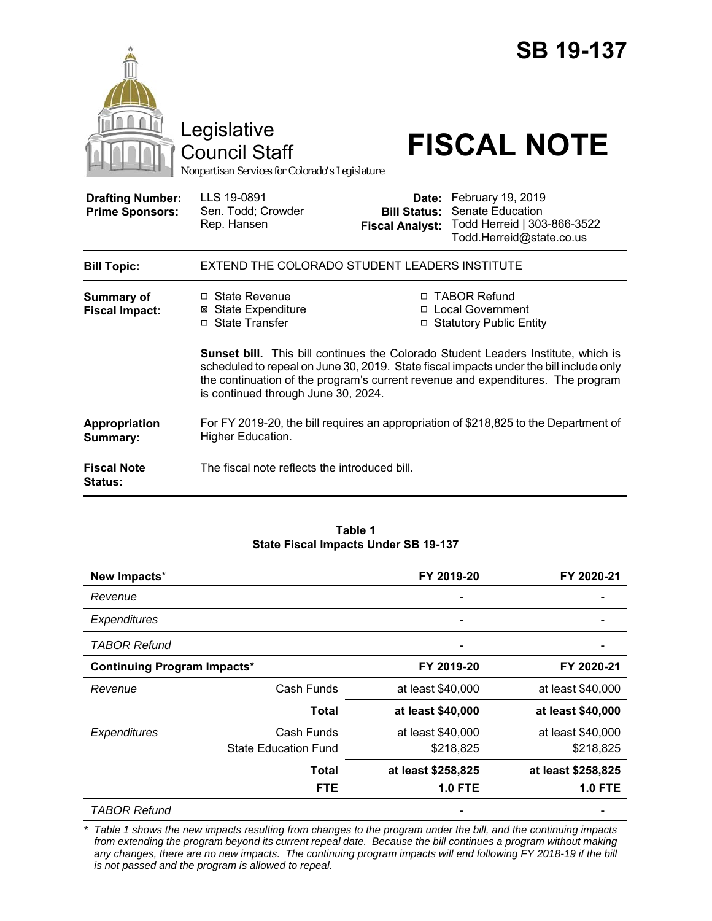# SB 19-137

Legislative Council Staff

*Nonpartisan Services for Colorado's Legislature*

# FISCAL NOTE

| | | | |
|---|---|---|---|
| **Drafting Number:** | LLS 19-0891 | **Date:** | February 19, 2019 |
| **Prime Sponsors:** | Sen. Todd; Crowder<br>Rep. Hansen | **Bill Status:** | Senate Education |
| | | **Fiscal Analyst:** | Todd Herreid \| 303-866-3522<br>Todd.Herreid@state.co.us |

**Bill Topic:** EXTEND THE COLORADO STUDENT LEADERS INSTITUTE

**Summary of Fiscal Impact:**

- ☐ State Revenue
- ☒ State Expenditure
- ☐ State Transfer
- ☐ TABOR Refund
- ☐ Local Government
- ☐ Statutory Public Entity

**Sunset bill.** This bill continues the Colorado Student Leaders Institute, which is scheduled to repeal on June 30, 2019. State fiscal impacts under the bill include only the continuation of the program's current revenue and expenditures. The program is continued through June 30, 2024.

**Appropriation Summary:** For FY 2019-20, the bill requires an appropriation of $218,825 to the Department of Higher Education.

**Fiscal Note Status:** The fiscal note reflects the introduced bill.

**Table 1**
**State Fiscal Impacts Under SB 19-137**

| **New Impacts*** | | **FY 2019-20** | **FY 2020-21** |
|---|---|---|---|
| *Revenue* | | - | - |
| *Expenditures* | | - | - |
| *TABOR Refund* | | - | - |
| **Continuing Program Impacts*** | | **FY 2019-20** | **FY 2020-21** |
| *Revenue* | Cash Funds | at least $40,000 | at least $40,000 |
| | **Total** | **at least $40,000** | **at least $40,000** |
| *Expenditures* | Cash Funds<br>State Education Fund | at least $40,000<br>$218,825 | at least $40,000<br>$218,825 |
| | **Total**<br>**FTE** | **at least $258,825**<br>**1.0 FTE** | **at least $258,825**<br>**1.0 FTE** |
| *TABOR Refund* | | - | - |

*\* Table 1 shows the new impacts resulting from changes to the program under the bill, and the continuing impacts from extending the program beyond its current repeal date. Because the bill continues a program without making any changes, there are no new impacts. The continuing program impacts will end following FY 2018-19 if the bill is not passed and the program is allowed to repeal.*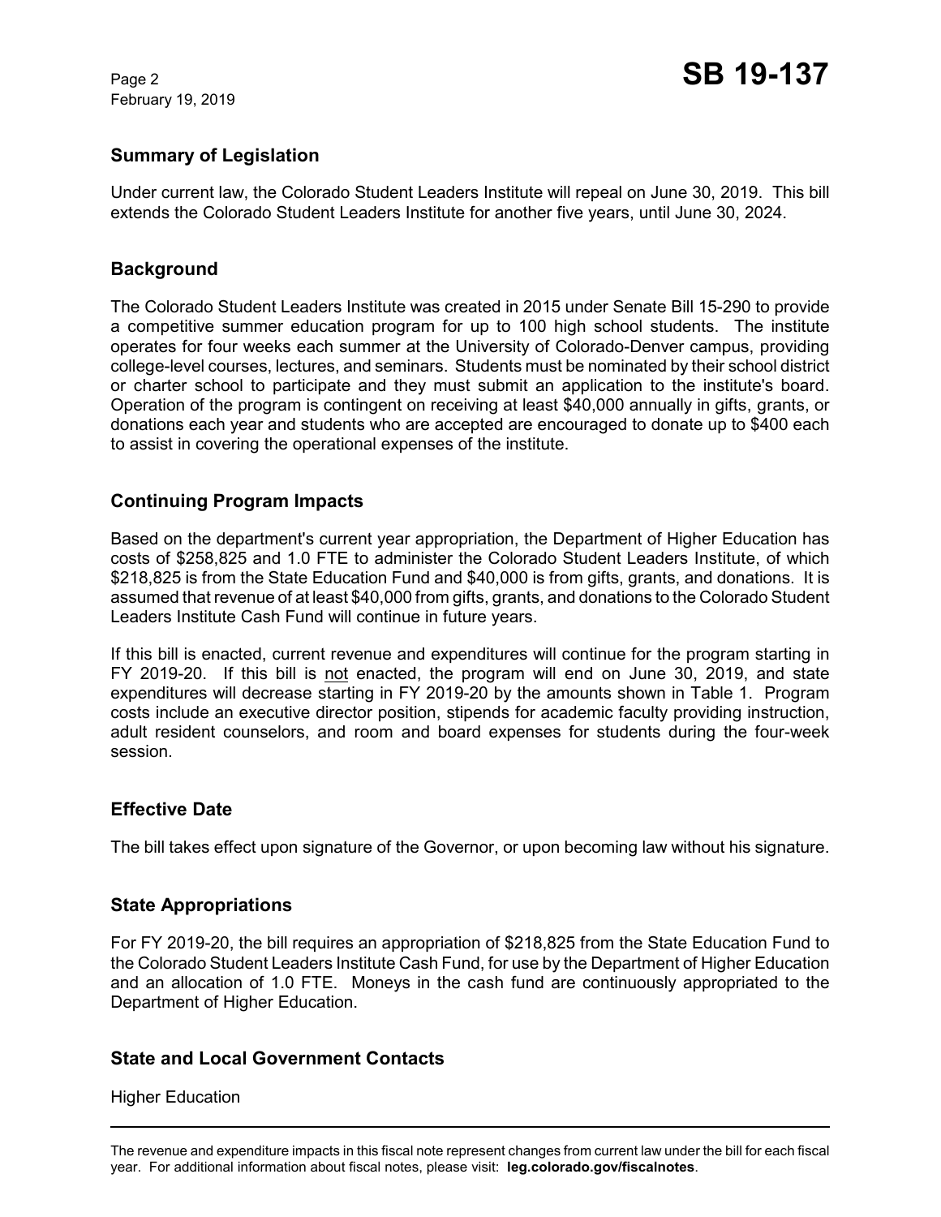## Summary of Legislation

Under current law, the Colorado Student Leaders Institute will repeal on June 30, 2019. This bill extends the Colorado Student Leaders Institute for another five years, until June 30, 2024.

## Background

The Colorado Student Leaders Institute was created in 2015 under Senate Bill 15-290 to provide a competitive summer education program for up to 100 high school students. The institute operates for four weeks each summer at the University of Colorado-Denver campus, providing college-level courses, lectures, and seminars. Students must be nominated by their school district or charter school to participate and they must submit an application to the institute's board. Operation of the program is contingent on receiving at least $40,000 annually in gifts, grants, or donations each year and students who are accepted are encouraged to donate up to $400 each to assist in covering the operational expenses of the institute.

## Continuing Program Impacts

Based on the department's current year appropriation, the Department of Higher Education has costs of $258,825 and 1.0 FTE to administer the Colorado Student Leaders Institute, of which $218,825 is from the State Education Fund and $40,000 is from gifts, grants, and donations. It is assumed that revenue of at least $40,000 from gifts, grants, and donations to the Colorado Student Leaders Institute Cash Fund will continue in future years.

If this bill is enacted, current revenue and expenditures will continue for the program starting in FY 2019-20. If this bill is not enacted, the program will end on June 30, 2019, and state expenditures will decrease starting in FY 2019-20 by the amounts shown in Table 1. Program costs include an executive director position, stipends for academic faculty providing instruction, adult resident counselors, and room and board expenses for students during the four-week session.

## Effective Date

The bill takes effect upon signature of the Governor, or upon becoming law without his signature.

## State Appropriations

For FY 2019-20, the bill requires an appropriation of $218,825 from the State Education Fund to the Colorado Student Leaders Institute Cash Fund, for use by the Department of Higher Education and an allocation of 1.0 FTE. Moneys in the cash fund are continuously appropriated to the Department of Higher Education.

## State and Local Government Contacts

Higher Education

The revenue and expenditure impacts in this fiscal note represent changes from current law under the bill for each fiscal year. For additional information about fiscal notes, please visit: **leg.colorado.gov/fiscalnotes**.